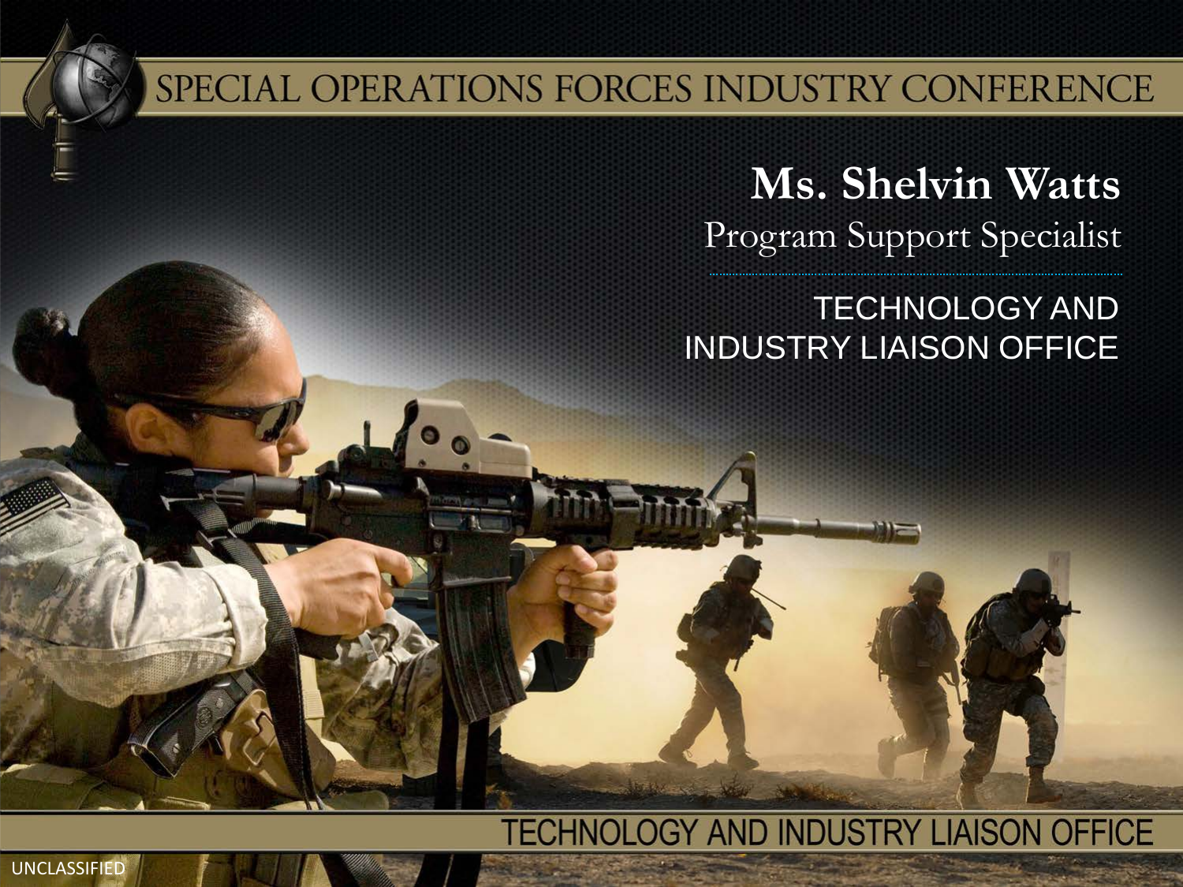# SPECIAL OPERATIONS FORCES INDUSTRY CONFERENCE

## Ms. Shelvin Watts

Program Support Specialist

TECHNOLOGY AND INDUSTRY LIAISON OFFICE

TECHNOLOGY AND INDUSTRY LIAISON OFFICE

UNCLASSIFIED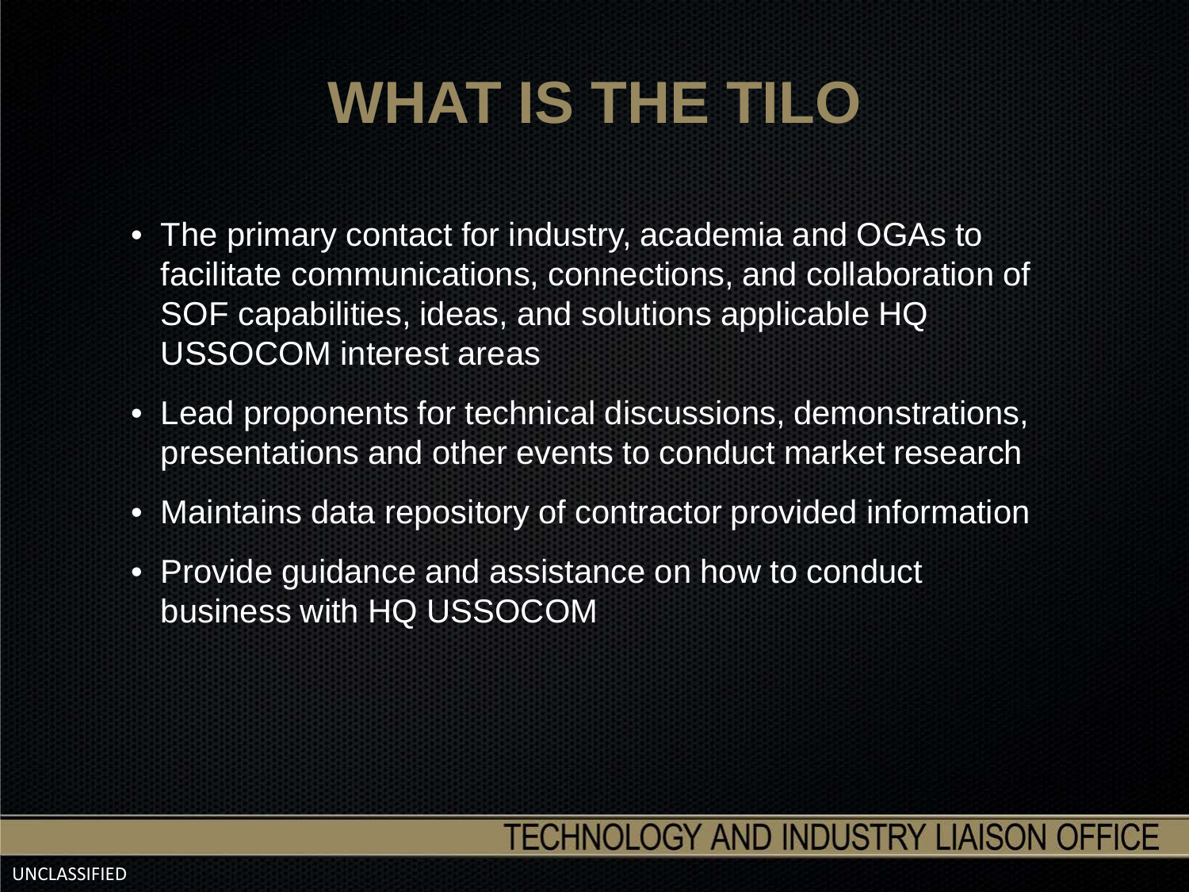# WHAT IS THE TILO

- The primary contact for industry, academia and OGAs to facilitate communications, connections, and collaboration of SOF capabilities, ideas, and solutions applicable HQ USSOCOM interest areas
- Lead proponents for technical discussions, demonstrations, presentations and other events to conduct market research
- Maintains data repository of contractor provided information
- Provide guidance and assistance on how to conduct business with HQ USSOCOM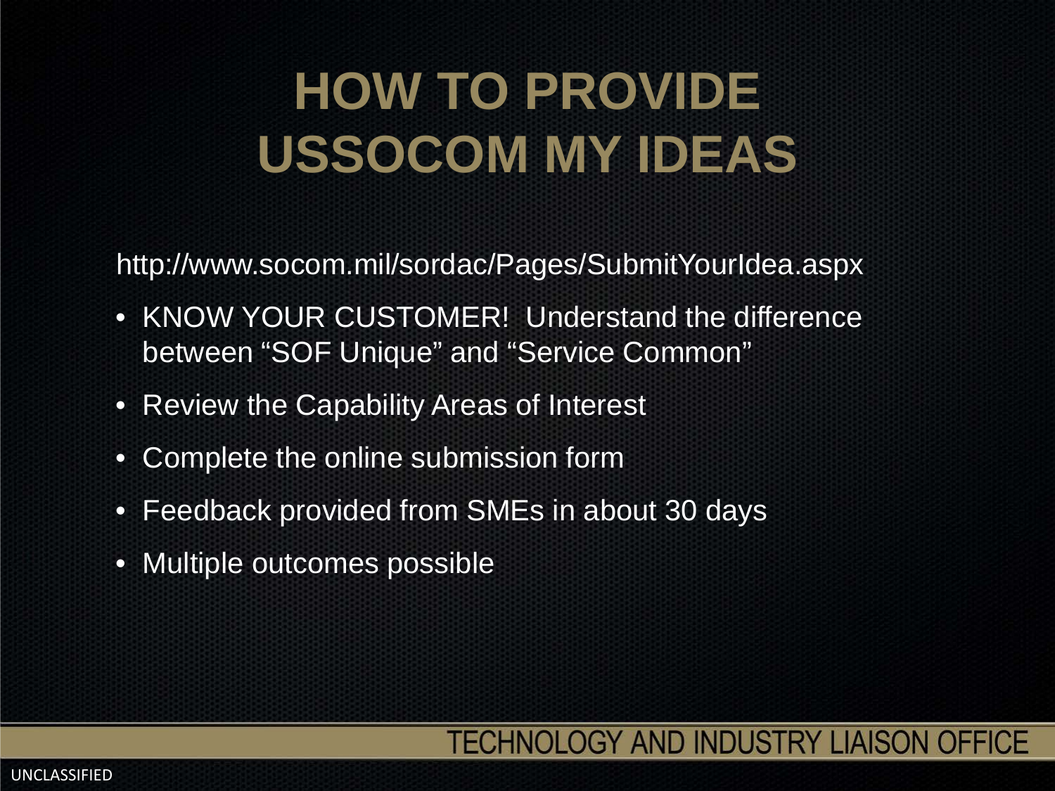# HOW TO PROVIDE USSOCOM MY IDEAS

http://www.socom.mil/sordac/Pages/SubmitYourIdea.aspx

- KNOW YOUR CUSTOMER! Understand the difference between "SOF Unique" and "Service Common"
- Review the Capability Areas of Interest
- Complete the online submission form
- Feedback provided from SMEs in about 30 days
- Multiple outcomes possible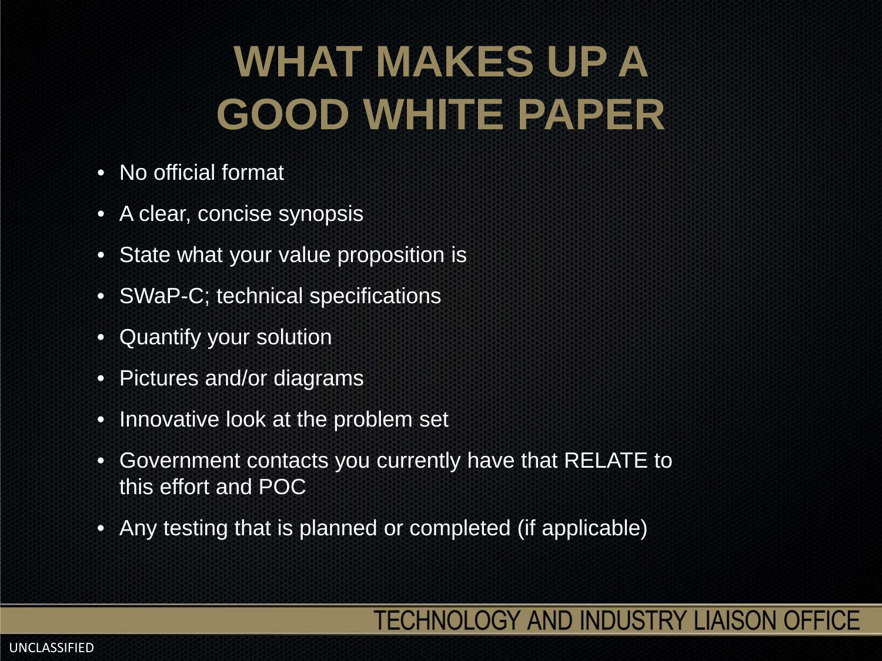# WHAT MAKES UP A GOOD WHITE PAPER

- No official format
- A clear, concise synopsis
- State what your value proposition is
- SWaP-C; technical specifications
- Quantify your solution
- Pictures and/or diagrams
- Innovative look at the problem set
- Government contacts you currently have that RELATE to this effort and POC
- Any testing that is planned or completed (if applicable)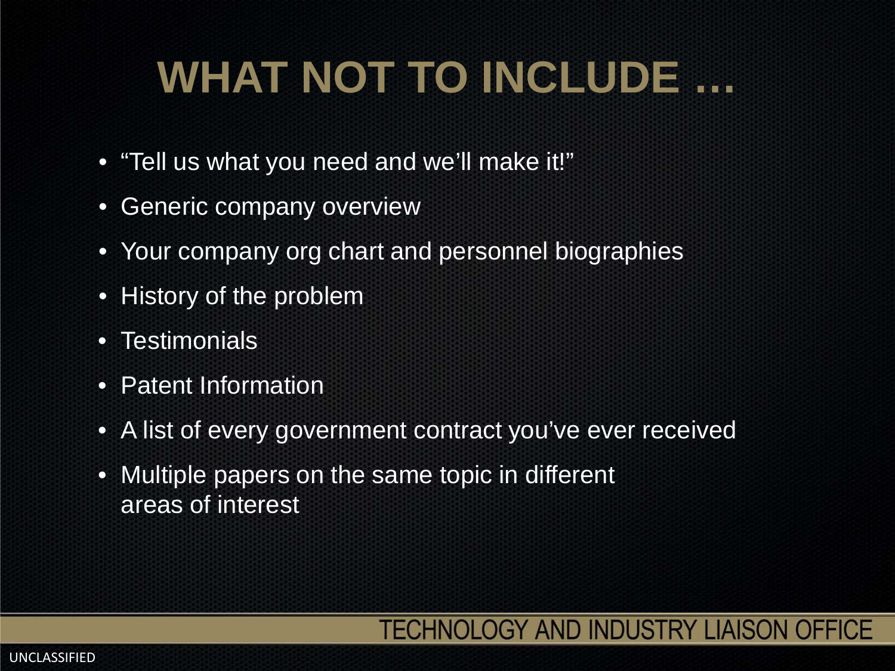# WHAT NOT TO INCLUDE …

- "Tell us what you need and we'll make it!"
- Generic company overview
- Your company org chart and personnel biographies
- History of the problem
- Testimonials
- Patent Information
- A list of every government contract you've ever received
- Multiple papers on the same topic in different areas of interest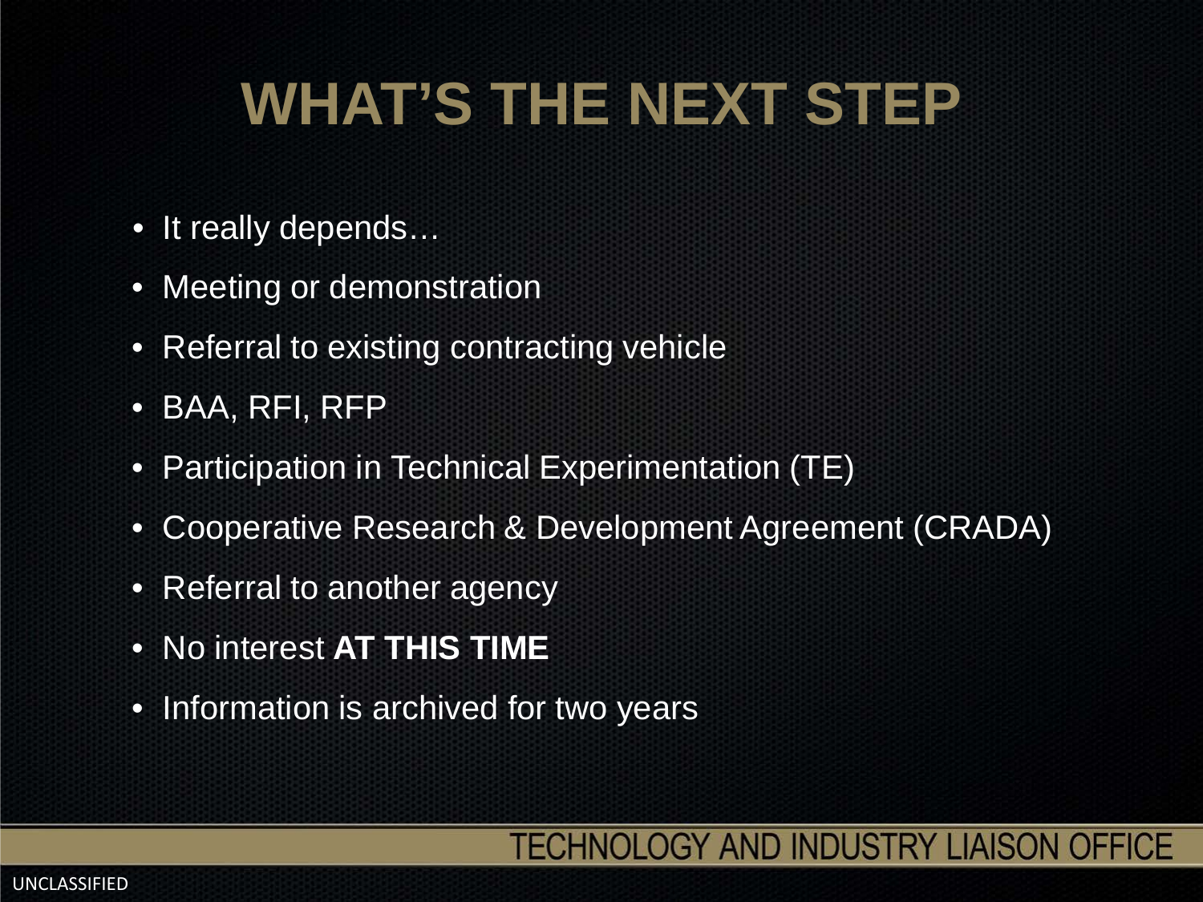# WHAT'S THE NEXT STEP

- It really depends…
- Meeting or demonstration
- Referral to existing contracting vehicle
- BAA, RFI, RFP
- Participation in Technical Experimentation (TE)
- Cooperative Research & Development Agreement (CRADA)
- Referral to another agency
- No interest **AT THIS TIME**
- Information is archived for two years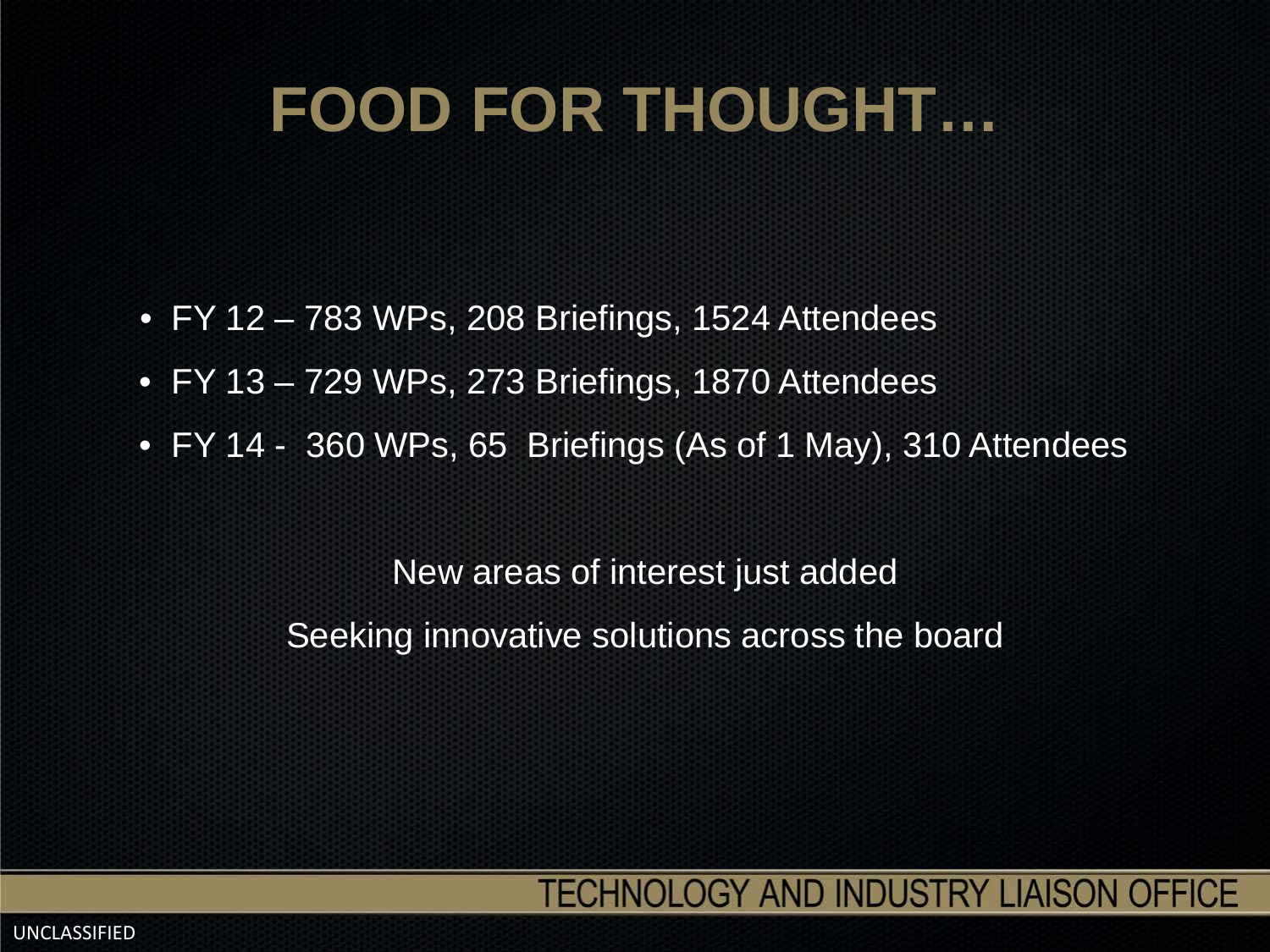# FOOD FOR THOUGHT…

- FY 12 – 783 WPs, 208 Briefings, 1524 Attendees
- FY 13 – 729 WPs, 273 Briefings, 1870 Attendees
- FY 14 - 360 WPs, 65 Briefings (As of 1 May), 310 Attendees

New areas of interest just added

Seeking innovative solutions across the board

TECHNOLOGY AND INDUSTRY LIAISON OFFICE

UNCLASSIFIED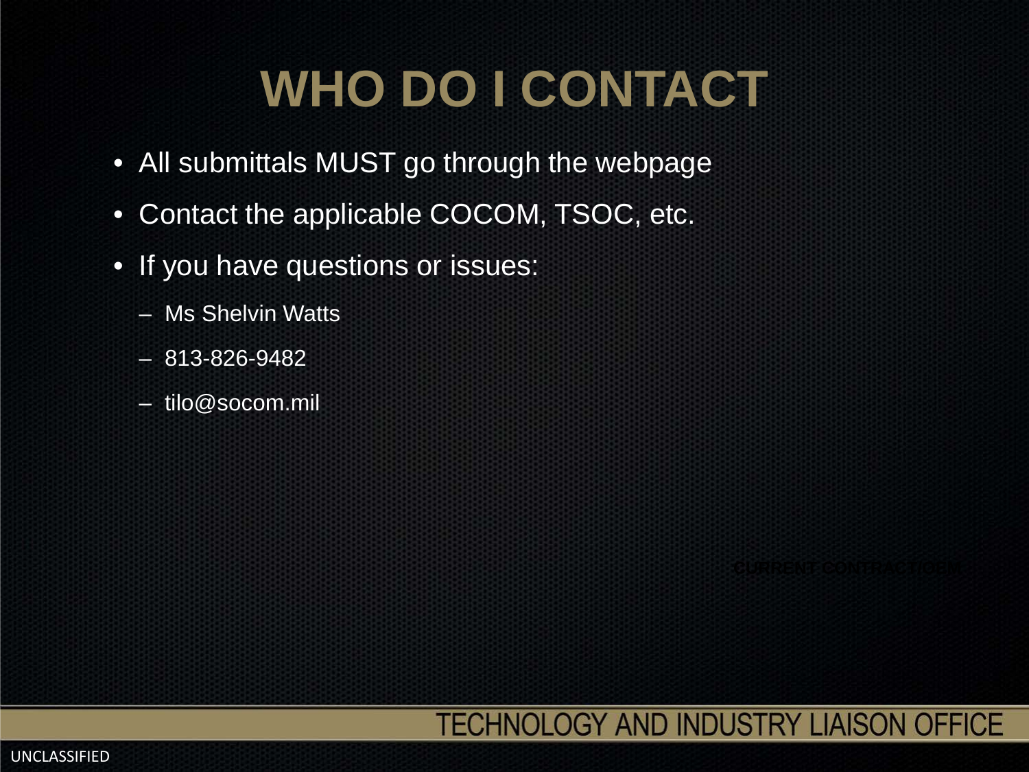# WHO DO I CONTACT

- All submittals MUST go through the webpage
- Contact the applicable COCOM, TSOC, etc.
- If you have questions or issues:
  - Ms Shelvin Watts
  - 813-826-9482
  - tilo@socom.mil